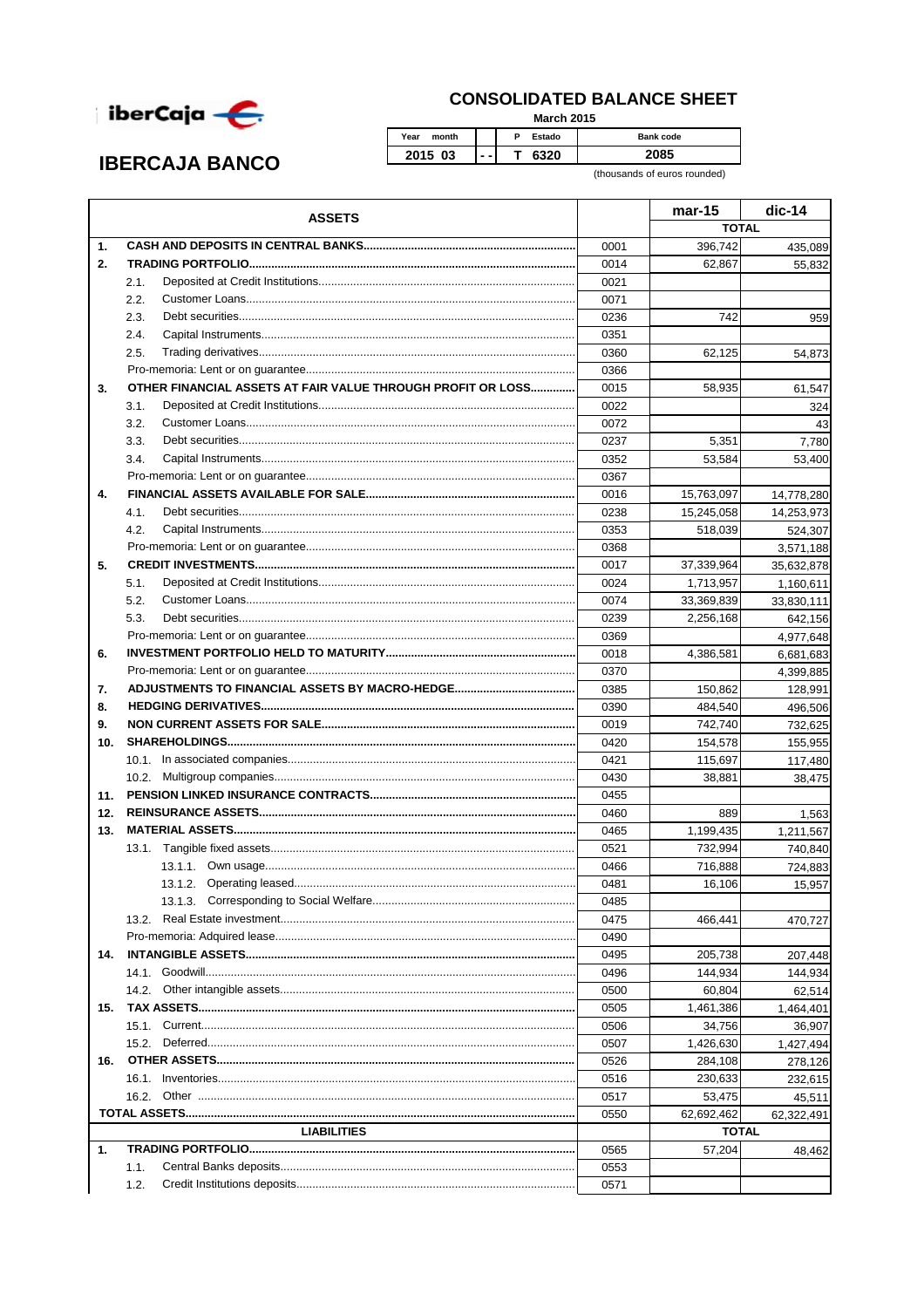# CONSOLIDATED BALANCE SHEET

**March 2015**

## IBERCAJA BANCO

| Year month | | P Estado | Bank code |
|---|---|---|---|
| 2015 03 | - - | T 6320 | 2085 |

(thousands of euros rounded)

| | ASSETS | | mar-15 | dic-14 |
|---|---|---|---|---|
| | | | TOTAL | |
| **1.** | **CASH AND DEPOSITS IN CENTRAL BANKS** | 0001 | 396,742 | 435,089 |
| **2.** | **TRADING PORTFOLIO** | 0014 | 62,867 | 55,832 |
| | 2.1. Deposited at Credit Institutions | 0021 | | |
| | 2.2. Customer Loans | 0071 | | |
| | 2.3. Debt securities | 0236 | 742 | 959 |
| | 2.4. Capital Instruments | 0351 | | |
| | 2.5. Trading derivatives | 0360 | 62,125 | 54,873 |
| | Pro-memoria: Lent or on guarantee | 0366 | | |
| **3.** | **OTHER FINANCIAL ASSETS AT FAIR VALUE THROUGH PROFIT OR LOSS** | 0015 | 58,935 | 61,547 |
| | 3.1. Deposited at Credit Institutions | 0022 | | 324 |
| | 3.2. Customer Loans | 0072 | | 43 |
| | 3.3. Debt securities | 0237 | 5,351 | 7,780 |
| | 3.4. Capital Instruments | 0352 | 53,584 | 53,400 |
| | Pro-memoria: Lent or on guarantee | 0367 | | |
| **4.** | **FINANCIAL ASSETS AVAILABLE FOR SALE** | 0016 | 15,763,097 | 14,778,280 |
| | 4.1. Debt securities | 0238 | 15,245,058 | 14,253,973 |
| | 4.2. Capital Instruments | 0353 | 518,039 | 524,307 |
| | Pro-memoria: Lent or on guarantee | 0368 | | 3,571,188 |
| **5.** | **CREDIT INVESTMENTS** | 0017 | 37,339,964 | 35,632,878 |
| | 5.1. Deposited at Credit Institutions | 0024 | 1,713,957 | 1,160,611 |
| | 5.2. Customer Loans | 0074 | 33,369,839 | 33,830,111 |
| | 5.3. Debt securities | 0239 | 2,256,168 | 642,156 |
| | Pro-memoria: Lent or on guarantee | 0369 | | 4,977,648 |
| **6.** | **INVESTMENT PORTFOLIO HELD TO MATURITY** | 0018 | 4,386,581 | 6,681,683 |
| | Pro-memoria: Lent or on guarantee | 0370 | | 4,399,885 |
| **7.** | **ADJUSTMENTS TO FINANCIAL ASSETS BY MACRO-HEDGE** | 0385 | 150,862 | 128,991 |
| **8.** | **HEDGING DERIVATIVES** | 0390 | 484,540 | 496,506 |
| **9.** | **NON CURRENT ASSETS FOR SALE** | 0019 | 742,740 | 732,625 |
| **10.** | **SHAREHOLDINGS** | 0420 | 154,578 | 155,955 |
| | 10.1. In associated companies | 0421 | 115,697 | 117,480 |
| | 10.2. Multigroup companies | 0430 | 38,881 | 38,475 |
| **11.** | **PENSION LINKED INSURANCE CONTRACTS** | 0455 | | |
| **12.** | **REINSURANCE ASSETS** | 0460 | 889 | 1,563 |
| **13.** | **MATERIAL ASSETS** | 0465 | 1,199,435 | 1,211,567 |
| | 13.1. Tangible fixed assets | 0521 | 732,994 | 740,840 |
| | 13.1.1. Own usage | 0466 | 716,888 | 724,883 |
| | 13.1.2. Operating leased | 0481 | 16,106 | 15,957 |
| | 13.1.3. Corresponding to Social Welfare | 0485 | | |
| | 13.2. Real Estate investment | 0475 | 466,441 | 470,727 |
| | Pro-memoria: Adquired lease | 0490 | | |
| **14.** | **INTANGIBLE ASSETS** | 0495 | 205,738 | 207,448 |
| | 14.1. Goodwill | 0496 | 144,934 | 144,934 |
| | 14.2. Other intangible assets | 0500 | 60,804 | 62,514 |
| **15.** | **TAX ASSETS** | 0505 | 1,461,386 | 1,464,401 |
| | 15.1. Current | 0506 | 34,756 | 36,907 |
| | 15.2. Deferred | 0507 | 1,426,630 | 1,427,494 |
| **16.** | **OTHER ASSETS** | 0526 | 284,108 | 278,126 |
| | 16.1. Inventories | 0516 | 230,633 | 232,615 |
| | 16.2. Other | 0517 | 53,475 | 45,511 |
| | **TOTAL ASSETS** | 0550 | 62,692,462 | 62,322,491 |
| | **LIABILITIES** | | TOTAL | |
| **1.** | **TRADING PORTFOLIO** | 0565 | 57,204 | 48,462 |
| | 1.1. Central Banks deposits | 0553 | | |
| | 1.2. Credit Institutions deposits | 0571 | | |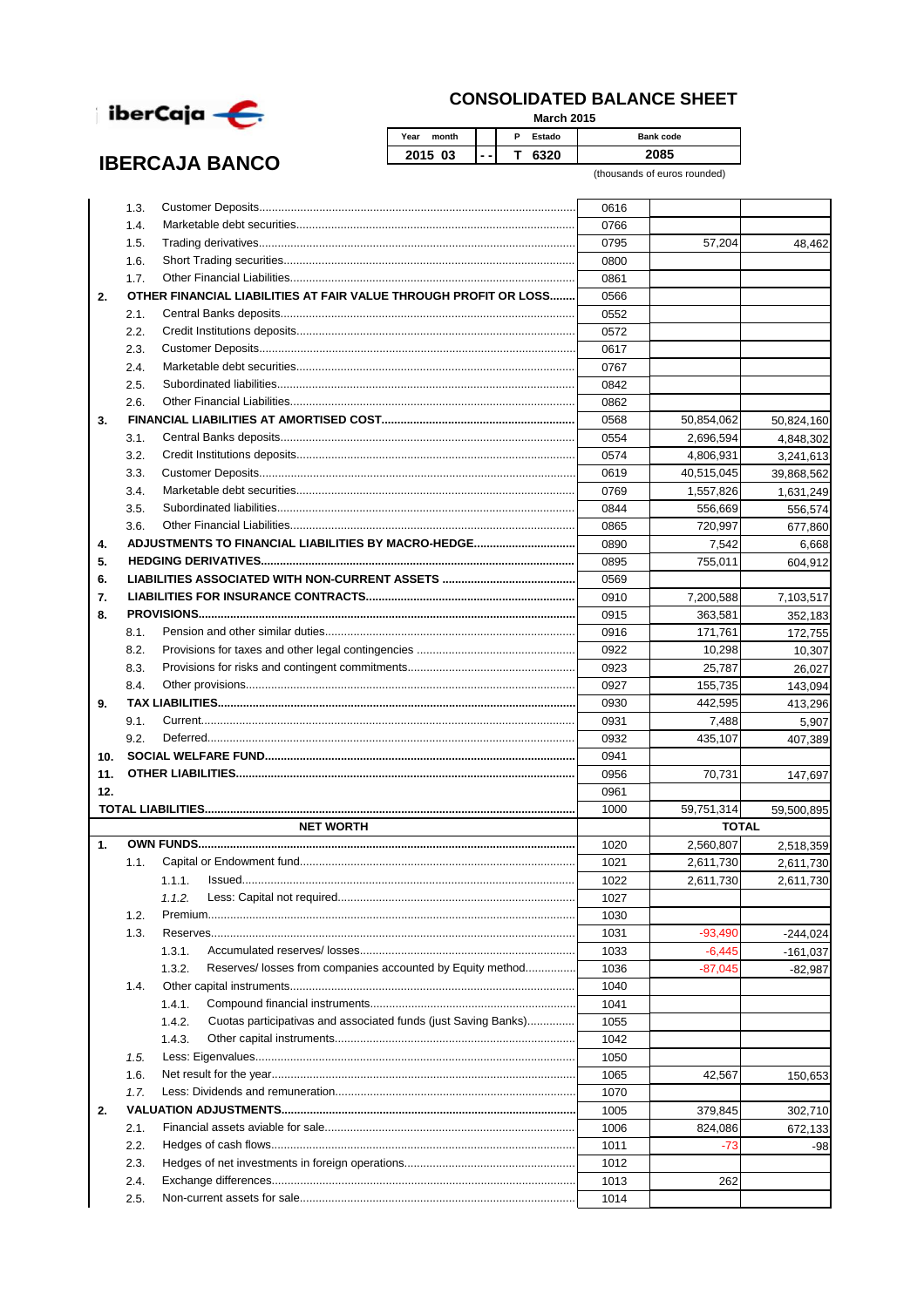# IBERCAJA BANCO

## CONSOLIDATED BALANCE SHEET

March 2015

| Year month | | P Estado | Bank code |
|---|---|---|---|
| 2015 03 | - - | T 6320 | 2085 |

(thousands of euros rounded)

| | | | Code | | |
|---|---|---|---|---|---|
| | 1.3. | Customer Deposits | 0616 | | |
| | 1.4. | Marketable debt securities | 0766 | | |
| | 1.5. | Trading derivatives | 0795 | 57,204 | 48,462 |
| | 1.6. | Short Trading securities | 0800 | | |
| | 1.7. | Other Financial Liabilities | 0861 | | |
| **2.** | | **OTHER FINANCIAL LIABILITIES AT FAIR VALUE THROUGH PROFIT OR LOSS** | 0566 | | |
| | 2.1. | Central Banks deposits | 0552 | | |
| | 2.2. | Credit Institutions deposits | 0572 | | |
| | 2.3. | Customer Deposits | 0617 | | |
| | 2.4. | Marketable debt securities | 0767 | | |
| | 2.5. | Subordinated liabilities | 0842 | | |
| | 2.6. | Other Financial Liabilities | 0862 | | |
| **3.** | | **FINANCIAL LIABILITIES AT AMORTISED COST** | 0568 | 50,854,062 | 50,824,160 |
| | 3.1. | Central Banks deposits | 0554 | 2,696,594 | 4,848,302 |
| | 3.2. | Credit Institutions deposits | 0574 | 4,806,931 | 3,241,613 |
| | 3.3. | Customer Deposits | 0619 | 40,515,045 | 39,868,562 |
| | 3.4. | Marketable debt securities | 0769 | 1,557,826 | 1,631,249 |
| | 3.5. | Subordinated liabilities | 0844 | 556,669 | 556,574 |
| | 3.6. | Other Financial Liabilities | 0865 | 720,997 | 677,860 |
| **4.** | | **ADJUSTMENTS TO FINANCIAL LIABILITIES BY MACRO-HEDGE** | 0890 | 7,542 | 6,668 |
| **5.** | | **HEDGING DERIVATIVES** | 0895 | 755,011 | 604,912 |
| **6.** | | **LIABILITIES ASSOCIATED WITH NON-CURRENT ASSETS** | 0569 | | |
| **7.** | | **LIABILITIES FOR INSURANCE CONTRACTS** | 0910 | 7,200,588 | 7,103,517 |
| **8.** | | **PROVISIONS** | 0915 | 363,581 | 352,183 |
| | 8.1. | Pension and other similar duties | 0916 | 171,761 | 172,755 |
| | 8.2. | Provisions for taxes and other legal contingencies | 0922 | 10,298 | 10,307 |
| | 8.3. | Provisions for risks and contingent commitments | 0923 | 25,787 | 26,027 |
| | 8.4. | Other provisions | 0927 | 155,735 | 143,094 |
| **9.** | | **TAX LIABILITIES** | 0930 | 442,595 | 413,296 |
| | 9.1. | Current | 0931 | 7,488 | 5,907 |
| | 9.2. | Deferred | 0932 | 435,107 | 407,389 |
| **10.** | | **SOCIAL WELFARE FUND** | 0941 | | |
| **11.** | | **OTHER LIABILITIES** | 0956 | 70,731 | 147,697 |
| **12.** | | | 0961 | | |
| **TOTAL LIABILITIES** | | | 1000 | 59,751,314 | 59,500,895 |
| | | **NET WORTH** | | **TOTAL** | |
| **1.** | | **OWN FUNDS** | 1020 | 2,560,807 | 2,518,359 |
| | 1.1. | Capital or Endowment fund | 1021 | 2,611,730 | 2,611,730 |
| | 1.1.1. | Issued | 1022 | 2,611,730 | 2,611,730 |
| | *1.1.2.* | Less: Capital not required | 1027 | | |
| | 1.2. | Premium | 1030 | | |
| | 1.3. | Reserves | 1031 | -93,490 | -244,024 |
| | 1.3.1. | Accumulated reserves/ losses | 1033 | -6,445 | -161,037 |
| | 1.3.2. | Reserves/ losses from companies accounted by Equity method | 1036 | -87,045 | -82,987 |
| | 1.4. | Other capital instruments | 1040 | | |
| | 1.4.1. | Compound financial instruments | 1041 | | |
| | 1.4.2. | Cuotas participativas and associated funds (just Saving Banks) | 1055 | | |
| | 1.4.3. | Other capital instruments | 1042 | | |
| | *1.5.* | Less: Eigenvalues | 1050 | | |
| | 1.6. | Net result for the year | 1065 | 42,567 | 150,653 |
| | *1.7.* | Less: Dividends and remuneration | 1070 | | |
| **2.** | | **VALUATION ADJUSTMENTS** | 1005 | 379,845 | 302,710 |
| | 2.1. | Financial assets aviable for sale | 1006 | 824,086 | 672,133 |
| | 2.2. | Hedges of cash flows | 1011 | -73 | -98 |
| | 2.3. | Hedges of net investments in foreign operations | 1012 | | |
| | 2.4. | Exchange differences | 1013 | 262 | |
| | 2.5. | Non-current assets for sale | 1014 | | |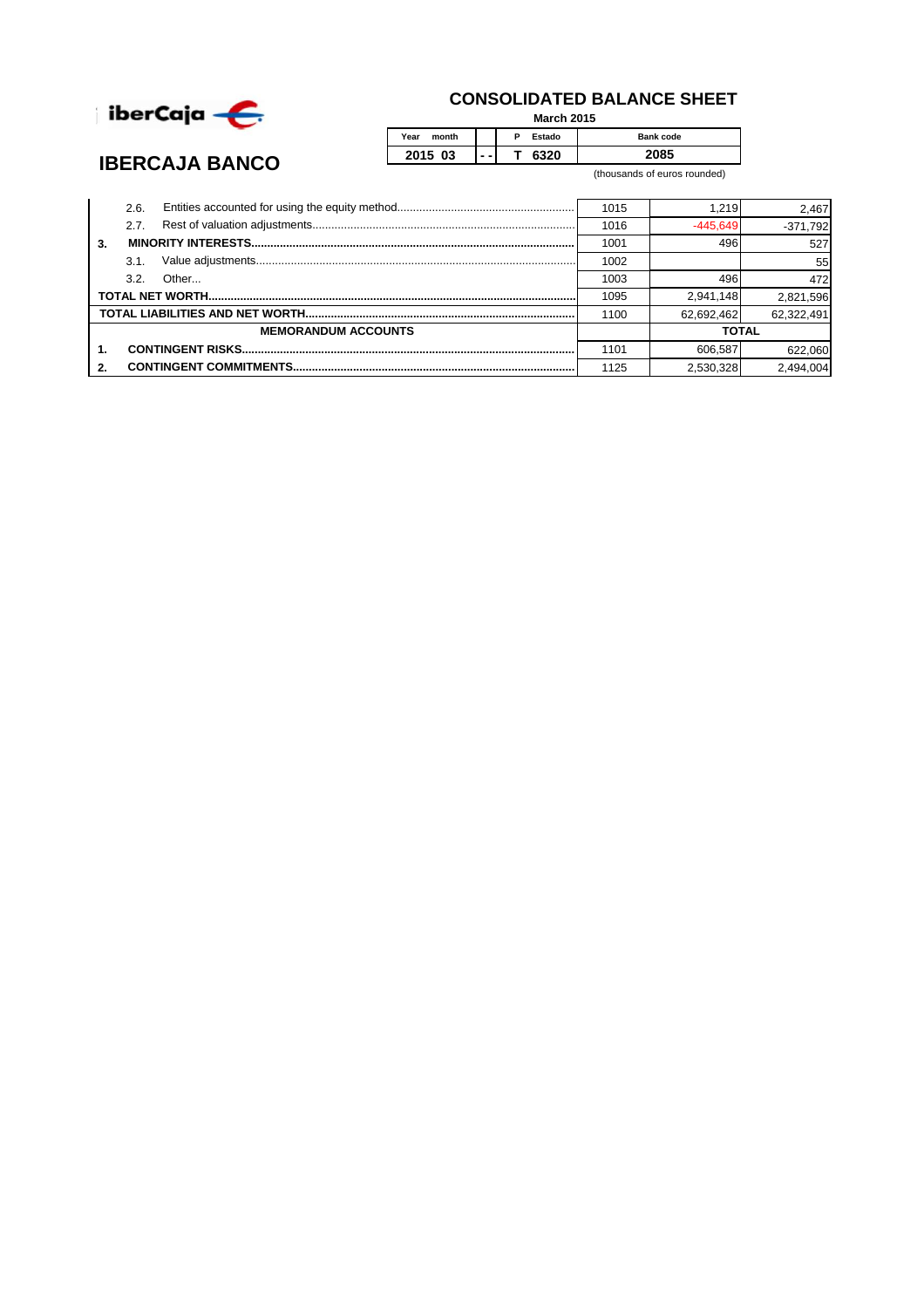# IBERCAJA BANCO

## CONSOLIDATED BALANCE SHEET

**March 2015**

| Year month | | P Estado | Bank code |
|---|---|---|---|
| 2015 03 | - - | T 6320 | 2085 |

(thousands of euros rounded)

| | | | |
|---|---|---|---|
| 2.6. Entities accounted for using the equity method | 1015 | 1,219 | 2,467 |
| 2.7. Rest of valuation adjustments | 1016 | -445,649 | -371,792 |
| **3. MINORITY INTERESTS** | 1001 | 496 | 527 |
| 3.1. Value adjustments | 1002 | | 55 |
| 3.2. Other... | 1003 | 496 | 472 |
| **TOTAL NET WORTH** | 1095 | 2,941,148 | 2,821,596 |
| **TOTAL LIABILITIES AND NET WORTH** | 1100 | 62,692,462 | 62,322,491 |
| **MEMORANDUM ACCOUNTS** | | **TOTAL** | |
| **1. CONTINGENT RISKS** | 1101 | 606,587 | 622,060 |
| **2. CONTINGENT COMMITMENTS** | 1125 | 2,530,328 | 2,494,004 |